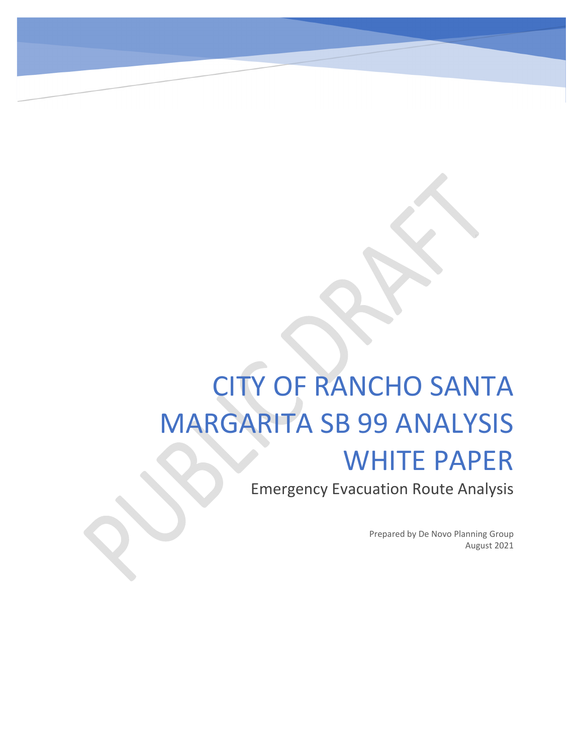# CITY OF RANCHO SANTA MARGARITA SB 99 ANALYSIS WHITE PAPER

## Emergency Evacuation Route Analysis

Prepared by De Novo Planning Group
August 2021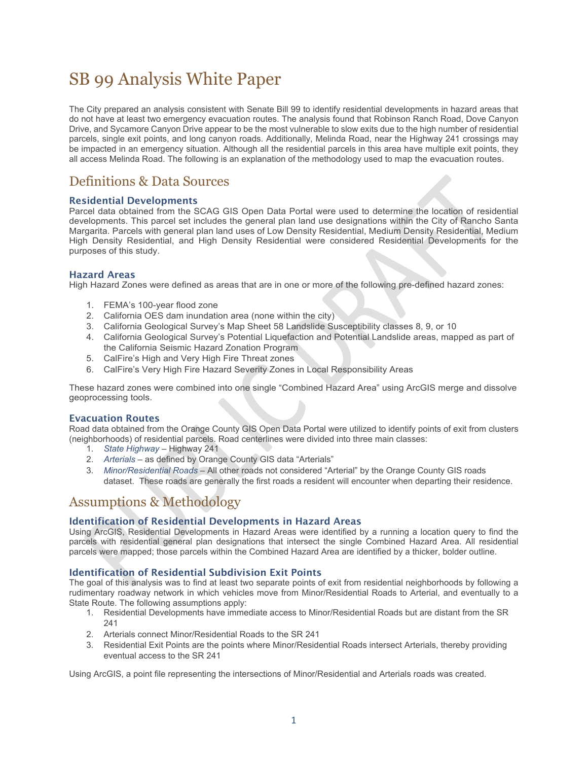# SB 99 Analysis White Paper

The City prepared an analysis consistent with Senate Bill 99 to identify residential developments in hazard areas that do not have at least two emergency evacuation routes. The analysis found that Robinson Ranch Road, Dove Canyon Drive, and Sycamore Canyon Drive appear to be the most vulnerable to slow exits due to the high number of residential parcels, single exit points, and long canyon roads. Additionally, Melinda Road, near the Highway 241 crossings may be impacted in an emergency situation. Although all the residential parcels in this area have multiple exit points, they all access Melinda Road. The following is an explanation of the methodology used to map the evacuation routes.

## Definitions & Data Sources

### Residential Developments

Parcel data obtained from the SCAG GIS Open Data Portal were used to determine the location of residential developments. This parcel set includes the general plan land use designations within the City of Rancho Santa Margarita. Parcels with general plan land uses of Low Density Residential, Medium Density Residential, Medium High Density Residential, and High Density Residential were considered Residential Developments for the purposes of this study.

### Hazard Areas

High Hazard Zones were defined as areas that are in one or more of the following pre-defined hazard zones:

1. FEMA's 100-year flood zone
2. California OES dam inundation area (none within the city)
3. California Geological Survey's Map Sheet 58 Landslide Susceptibility classes 8, 9, or 10
4. California Geological Survey's Potential Liquefaction and Potential Landslide areas, mapped as part of the California Seismic Hazard Zonation Program
5. CalFire's High and Very High Fire Threat zones
6. CalFire's Very High Fire Hazard Severity Zones in Local Responsibility Areas

These hazard zones were combined into one single "Combined Hazard Area" using ArcGIS merge and dissolve geoprocessing tools.

### Evacuation Routes

Road data obtained from the Orange County GIS Open Data Portal were utilized to identify points of exit from clusters (neighborhoods) of residential parcels. Road centerlines were divided into three main classes:

1. *State Highway* – Highway 241
2. *Arterials* – as defined by Orange County GIS data "Arterials"
3. *Minor/Residential Roads* – All other roads not considered "Arterial" by the Orange County GIS roads dataset. These roads are generally the first roads a resident will encounter when departing their residence.

## Assumptions & Methodology

### Identification of Residential Developments in Hazard Areas

Using ArcGIS, Residential Developments in Hazard Areas were identified by a running a location query to find the parcels with residential general plan designations that intersect the single Combined Hazard Area. All residential parcels were mapped; those parcels within the Combined Hazard Area are identified by a thicker, bolder outline.

### Identification of Residential Subdivision Exit Points

The goal of this analysis was to find at least two separate points of exit from residential neighborhoods by following a rudimentary roadway network in which vehicles move from Minor/Residential Roads to Arterial, and eventually to a State Route. The following assumptions apply:

1. Residential Developments have immediate access to Minor/Residential Roads but are distant from the SR 241
2. Arterials connect Minor/Residential Roads to the SR 241
3. Residential Exit Points are the points where Minor/Residential Roads intersect Arterials, thereby providing eventual access to the SR 241

Using ArcGIS, a point file representing the intersections of Minor/Residential and Arterials roads was created.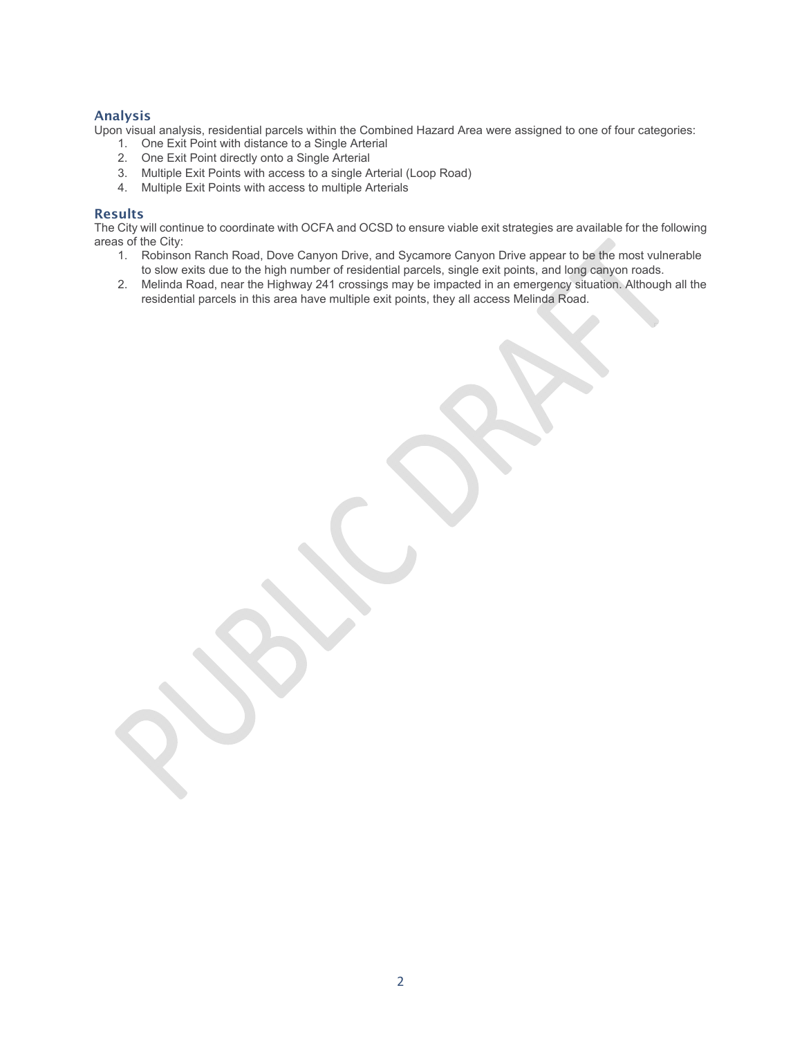## Analysis

Upon visual analysis, residential parcels within the Combined Hazard Area were assigned to one of four categories:

1. One Exit Point with distance to a Single Arterial
2. One Exit Point directly onto a Single Arterial
3. Multiple Exit Points with access to a single Arterial (Loop Road)
4. Multiple Exit Points with access to multiple Arterials

## Results

The City will continue to coordinate with OCFA and OCSD to ensure viable exit strategies are available for the following areas of the City:

1. Robinson Ranch Road, Dove Canyon Drive, and Sycamore Canyon Drive appear to be the most vulnerable to slow exits due to the high number of residential parcels, single exit points, and long canyon roads.
2. Melinda Road, near the Highway 241 crossings may be impacted in an emergency situation. Although all the residential parcels in this area have multiple exit points, they all access Melinda Road.